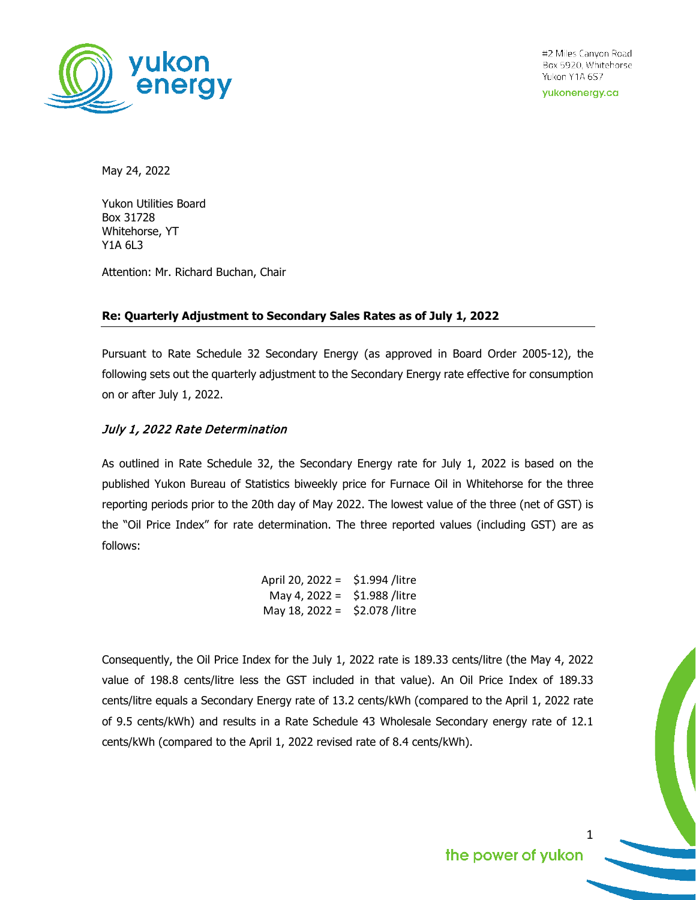#2 Miles Canyon Road
Box 5920, Whitehorse
Yukon Y1A 6S7
yukonenergy.ca

May 24, 2022

Yukon Utilities Board
Box 31728
Whitehorse, YT
Y1A 6L3

Attention: Mr. Richard Buchan, Chair

**Re: Quarterly Adjustment to Secondary Sales Rates as of July 1, 2022**

Pursuant to Rate Schedule 32 Secondary Energy (as approved in Board Order 2005-12), the following sets out the quarterly adjustment to the Secondary Energy rate effective for consumption on or after July 1, 2022.

### *July 1, 2022 Rate Determination*

As outlined in Rate Schedule 32, the Secondary Energy rate for July 1, 2022 is based on the published Yukon Bureau of Statistics biweekly price for Furnace Oil in Whitehorse for the three reporting periods prior to the 20th day of May 2022. The lowest value of the three (net of GST) is the "Oil Price Index" for rate determination. The three reported values (including GST) are as follows:

April 20, 2022 = $1.994 /litre
May 4, 2022 = $1.988 /litre
May 18, 2022 = $2.078 /litre

Consequently, the Oil Price Index for the July 1, 2022 rate is 189.33 cents/litre (the May 4, 2022 value of 198.8 cents/litre less the GST included in that value). An Oil Price Index of 189.33 cents/litre equals a Secondary Energy rate of 13.2 cents/kWh (compared to the April 1, 2022 rate of 9.5 cents/kWh) and results in a Rate Schedule 43 Wholesale Secondary energy rate of 12.1 cents/kWh (compared to the April 1, 2022 revised rate of 8.4 cents/kWh).

the power of yukon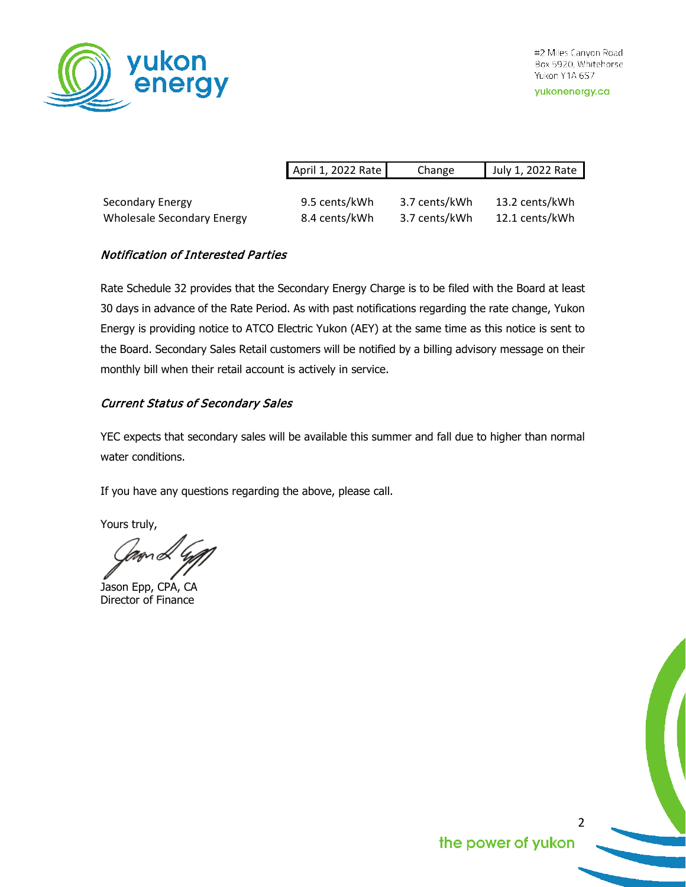| | April 1, 2022 Rate | Change | July 1, 2022 Rate |
|---|---|---|---|
| Secondary Energy | 9.5 cents/kWh | 3.7 cents/kWh | 13.2 cents/kWh |
| Wholesale Secondary Energy | 8.4 cents/kWh | 3.7 cents/kWh | 12.1 cents/kWh |

### *Notification of Interested Parties*

Rate Schedule 32 provides that the Secondary Energy Charge is to be filed with the Board at least 30 days in advance of the Rate Period. As with past notifications regarding the rate change, Yukon Energy is providing notice to ATCO Electric Yukon (AEY) at the same time as this notice is sent to the Board. Secondary Sales Retail customers will be notified by a billing advisory message on their monthly bill when their retail account is actively in service.

### *Current Status of Secondary Sales*

YEC expects that secondary sales will be available this summer and fall due to higher than normal water conditions.

If you have any questions regarding the above, please call.

Yours truly,

Jason Epp, CPA, CA
Director of Finance